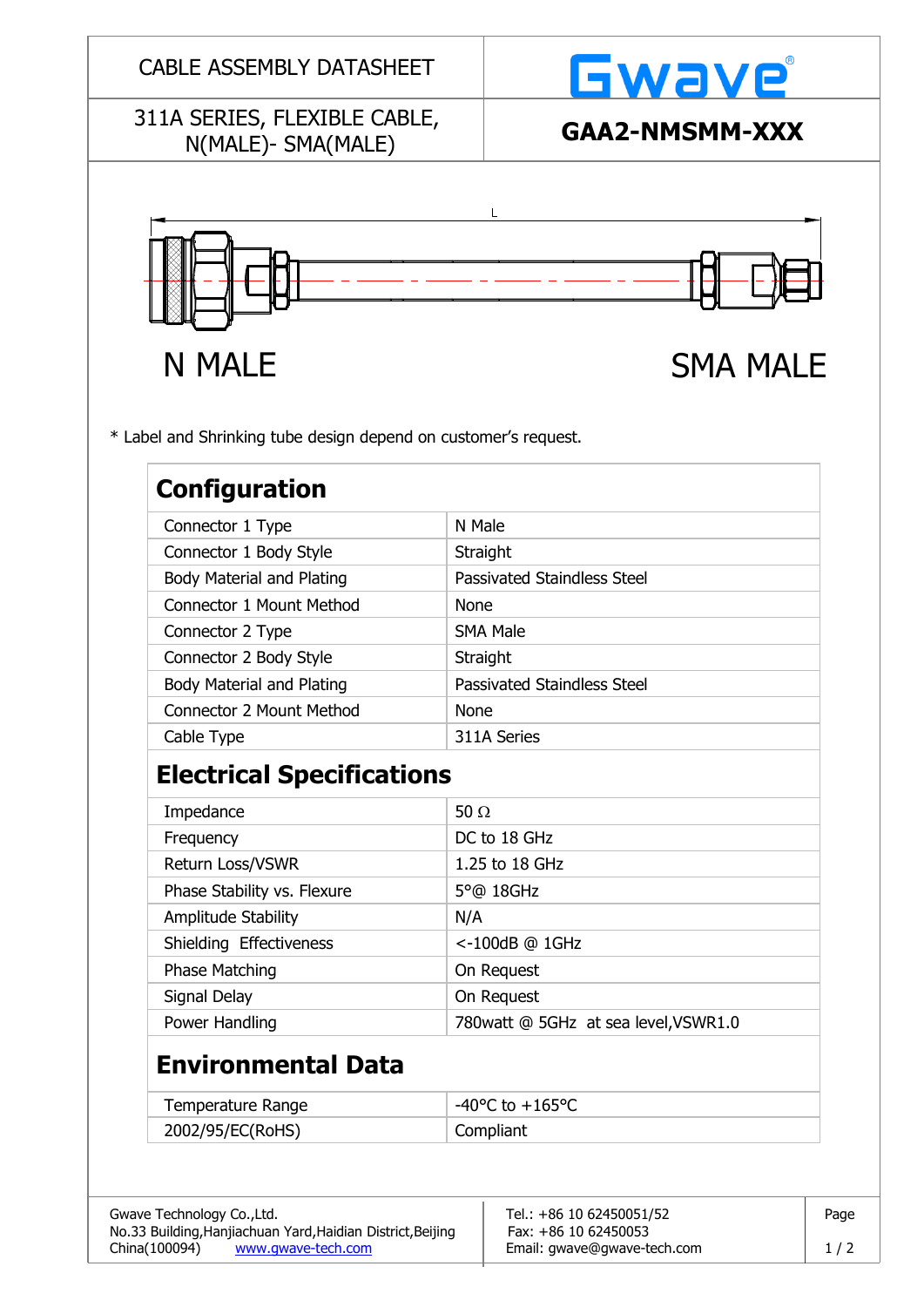CABLE ASSEMBLY DATASHEET

Gwave®

311A SERIES, FLEXIBLE CABLE, N(MALE)- SMA(MALE)

**GAA2-NMSMM-XXX**

L

N MALE

SMA MALE

* Label and Shrinking tube design depend on customer's request.

## Configuration

| | |
|---|---|
| Connector 1 Type | N Male |
| Connector 1 Body Style | Straight |
| Body Material and Plating | Passivated Staindless Steel |
| Connector 1 Mount Method | None |
| Connector 2 Type | SMA Male |
| Connector 2 Body Style | Straight |
| Body Material and Plating | Passivated Staindless Steel |
| Connector 2 Mount Method | None |
| Cable Type | 311A Series |

## Electrical Specifications

| | |
|---|---|
| Impedance | 50 Ω |
| Frequency | DC to 18 GHz |
| Return Loss/VSWR | 1.25 to 18 GHz |
| Phase Stability vs. Flexure | 5°@ 18GHz |
| Amplitude Stability | N/A |
| Shielding Effectiveness | <-100dB @ 1GHz |
| Phase Matching | On Request |
| Signal Delay | On Request |
| Power Handling | 780watt @ 5GHz at sea level,VSWR1.0 |

## Environmental Data

| | |
|---|---|
| Temperature Range | -40°C to +165°C |
| 2002/95/EC(RoHS) | Compliant |

Gwave Technology Co.,Ltd.
No.33 Building,Hanjiachuan Yard,Haidian District,Beijing
China(100094) www.gwave-tech.com

Tel.: +86 10 62450051/52
Fax: +86 10 62450053
Email: gwave@gwave-tech.com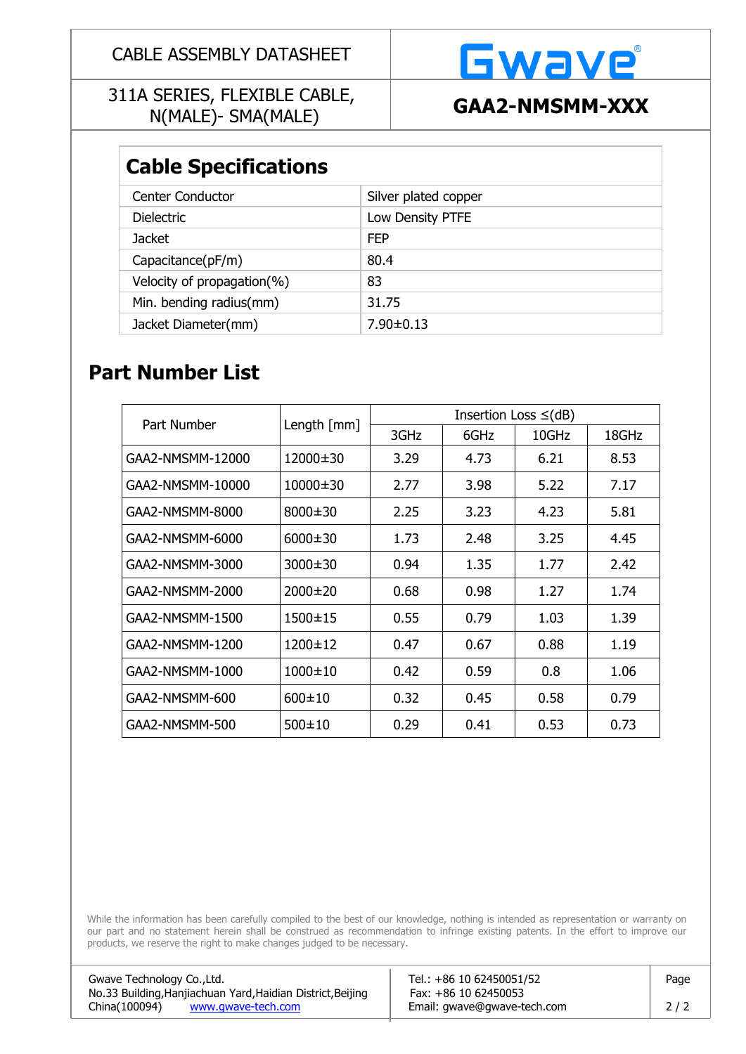CABLE ASSEMBLY DATASHEET

311A SERIES, FLEXIBLE CABLE, N(MALE)- SMA(MALE)

**GAA2-NMSMM-XXX**

## Cable Specifications

| | |
|---|---|
| Center Conductor | Silver plated copper |
| Dielectric | Low Density PTFE |
| Jacket | FEP |
| Capacitance(pF/m) | 80.4 |
| Velocity of propagation(%) | 83 |
| Min. bending radius(mm) | 31.75 |
| Jacket Diameter(mm) | 7.90±0.13 |

## Part Number List

| Part Number | Length [mm] | Insertion Loss ≤(dB) | | | |
|---|---|---|---|---|---|
| | | 3GHz | 6GHz | 10GHz | 18GHz |
| GAA2-NMSMM-12000 | 12000±30 | 3.29 | 4.73 | 6.21 | 8.53 |
| GAA2-NMSMM-10000 | 10000±30 | 2.77 | 3.98 | 5.22 | 7.17 |
| GAA2-NMSMM-8000 | 8000±30 | 2.25 | 3.23 | 4.23 | 5.81 |
| GAA2-NMSMM-6000 | 6000±30 | 1.73 | 2.48 | 3.25 | 4.45 |
| GAA2-NMSMM-3000 | 3000±30 | 0.94 | 1.35 | 1.77 | 2.42 |
| GAA2-NMSMM-2000 | 2000±20 | 0.68 | 0.98 | 1.27 | 1.74 |
| GAA2-NMSMM-1500 | 1500±15 | 0.55 | 0.79 | 1.03 | 1.39 |
| GAA2-NMSMM-1200 | 1200±12 | 0.47 | 0.67 | 0.88 | 1.19 |
| GAA2-NMSMM-1000 | 1000±10 | 0.42 | 0.59 | 0.8 | 1.06 |
| GAA2-NMSMM-600 | 600±10 | 0.32 | 0.45 | 0.58 | 0.79 |
| GAA2-NMSMM-500 | 500±10 | 0.29 | 0.41 | 0.53 | 0.73 |

While the information has been carefully compiled to the best of our knowledge, nothing is intended as representation or warranty on our part and no statement herein shall be construed as recommendation to infringe existing patents. In the effort to improve our products, we reserve the right to make changes judged to be necessary.

Gwave Technology Co.,Ltd.
No.33 Building,Hanjiachuan Yard,Haidian District,Beijing China(100094) www.gwave-tech.com

Tel.: +86 10 62450051/52
Fax: +86 10 62450053
Email: gwave@gwave-tech.com